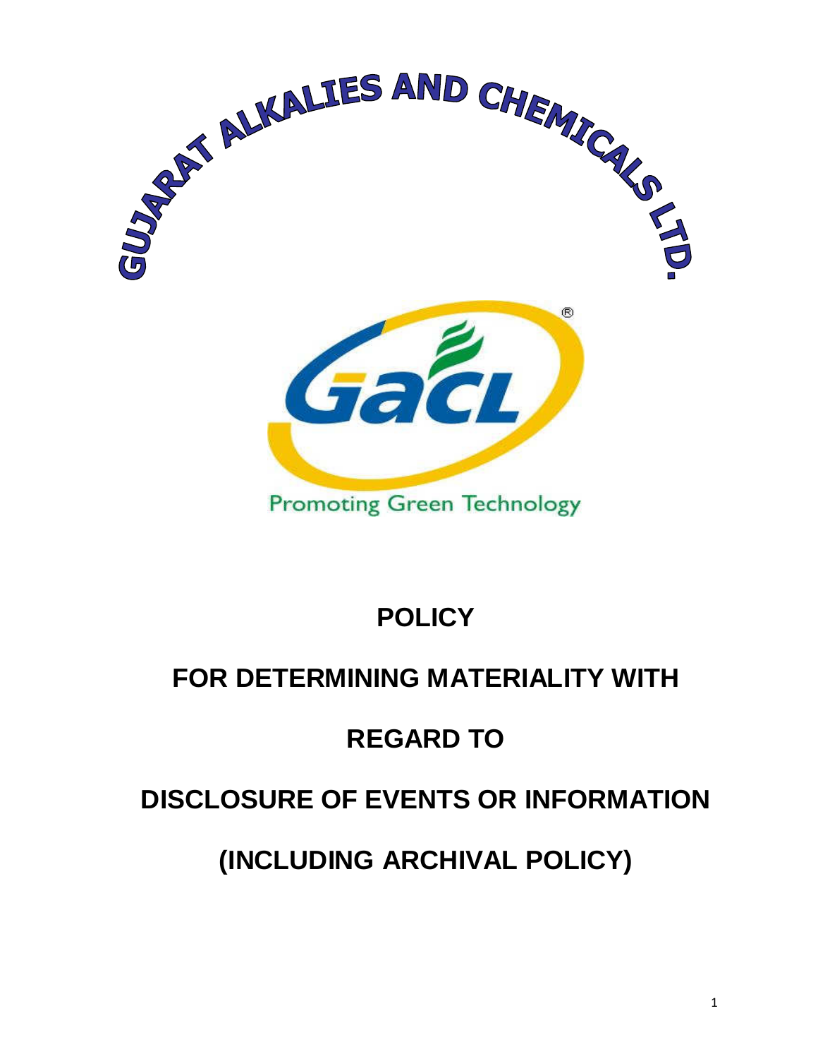GUJARAT ALKALIES AND CHEMICALS LTD.

Promoting Green Technology

# POLICY

# FOR DETERMINING MATERIALITY WITH REGARD TO DISCLOSURE OF EVENTS OR INFORMATION

# (INCLUDING ARCHIVAL POLICY)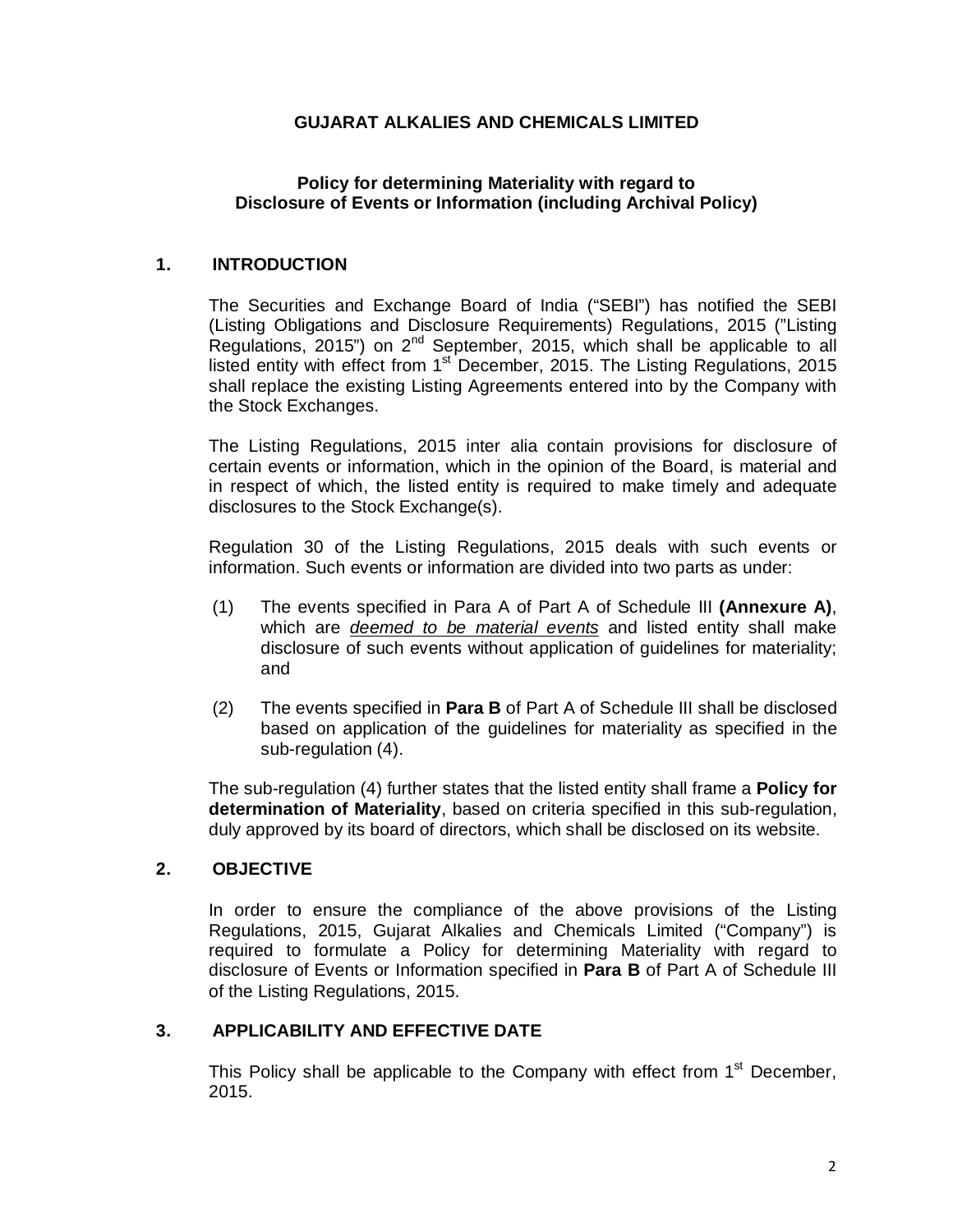# GUJARAT ALKALIES AND CHEMICALS LIMITED

## Policy for determining Materiality with regard to Disclosure of Events or Information (including Archival Policy)

### 1. INTRODUCTION

The Securities and Exchange Board of India ("SEBI") has notified the SEBI (Listing Obligations and Disclosure Requirements) Regulations, 2015 ("Listing Regulations, 2015") on 2nd September, 2015, which shall be applicable to all listed entity with effect from 1st December, 2015. The Listing Regulations, 2015 shall replace the existing Listing Agreements entered into by the Company with the Stock Exchanges.

The Listing Regulations, 2015 inter alia contain provisions for disclosure of certain events or information, which in the opinion of the Board, is material and in respect of which, the listed entity is required to make timely and adequate disclosures to the Stock Exchange(s).

Regulation 30 of the Listing Regulations, 2015 deals with such events or information. Such events or information are divided into two parts as under:

(1) The events specified in Para A of Part A of Schedule III **(Annexure A)**, which are *deemed to be material events* and listed entity shall make disclosure of such events without application of guidelines for materiality; and

(2) The events specified in **Para B** of Part A of Schedule III shall be disclosed based on application of the guidelines for materiality as specified in the sub-regulation (4).

The sub-regulation (4) further states that the listed entity shall frame a **Policy for determination of Materiality**, based on criteria specified in this sub-regulation, duly approved by its board of directors, which shall be disclosed on its website.

### 2. OBJECTIVE

In order to ensure the compliance of the above provisions of the Listing Regulations, 2015, Gujarat Alkalies and Chemicals Limited ("Company") is required to formulate a Policy for determining Materiality with regard to disclosure of Events or Information specified in **Para B** of Part A of Schedule III of the Listing Regulations, 2015.

### 3. APPLICABILITY AND EFFECTIVE DATE

This Policy shall be applicable to the Company with effect from 1st December, 2015.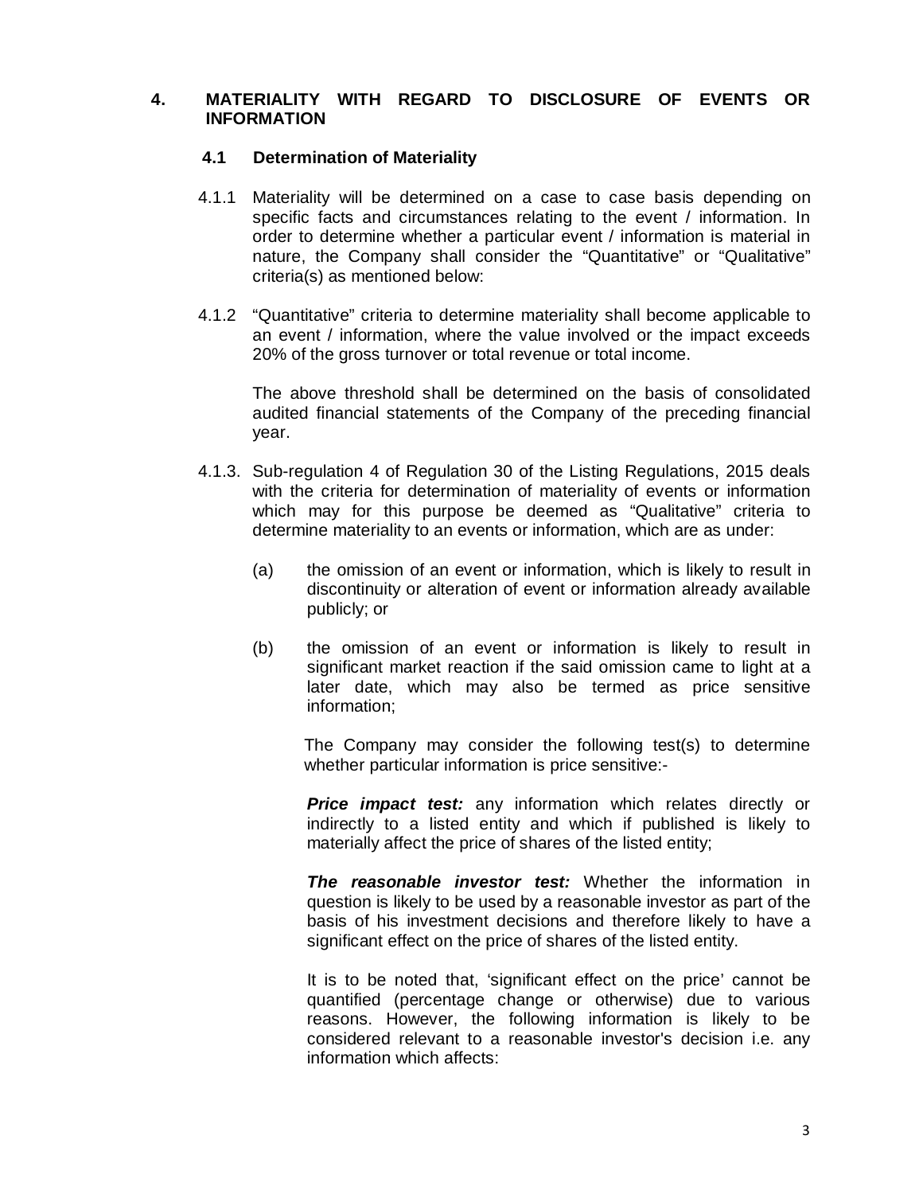## 4. MATERIALITY WITH REGARD TO DISCLOSURE OF EVENTS OR INFORMATION

### 4.1 Determination of Materiality

4.1.1 Materiality will be determined on a case to case basis depending on specific facts and circumstances relating to the event / information. In order to determine whether a particular event / information is material in nature, the Company shall consider the "Quantitative" or "Qualitative" criteria(s) as mentioned below:

4.1.2 "Quantitative" criteria to determine materiality shall become applicable to an event / information, where the value involved or the impact exceeds 20% of the gross turnover or total revenue or total income.

The above threshold shall be determined on the basis of consolidated audited financial statements of the Company of the preceding financial year.

4.1.3. Sub-regulation 4 of Regulation 30 of the Listing Regulations, 2015 deals with the criteria for determination of materiality of events or information which may for this purpose be deemed as "Qualitative" criteria to determine materiality to an events or information, which are as under:

(a) the omission of an event or information, which is likely to result in discontinuity or alteration of event or information already available publicly; or

(b) the omission of an event or information is likely to result in significant market reaction if the said omission came to light at a later date, which may also be termed as price sensitive information;

The Company may consider the following test(s) to determine whether particular information is price sensitive:-

***Price impact test:*** any information which relates directly or indirectly to a listed entity and which if published is likely to materially affect the price of shares of the listed entity;

***The reasonable investor test:*** Whether the information in question is likely to be used by a reasonable investor as part of the basis of his investment decisions and therefore likely to have a significant effect on the price of shares of the listed entity.

It is to be noted that, 'significant effect on the price' cannot be quantified (percentage change or otherwise) due to various reasons. However, the following information is likely to be considered relevant to a reasonable investor's decision i.e. any information which affects: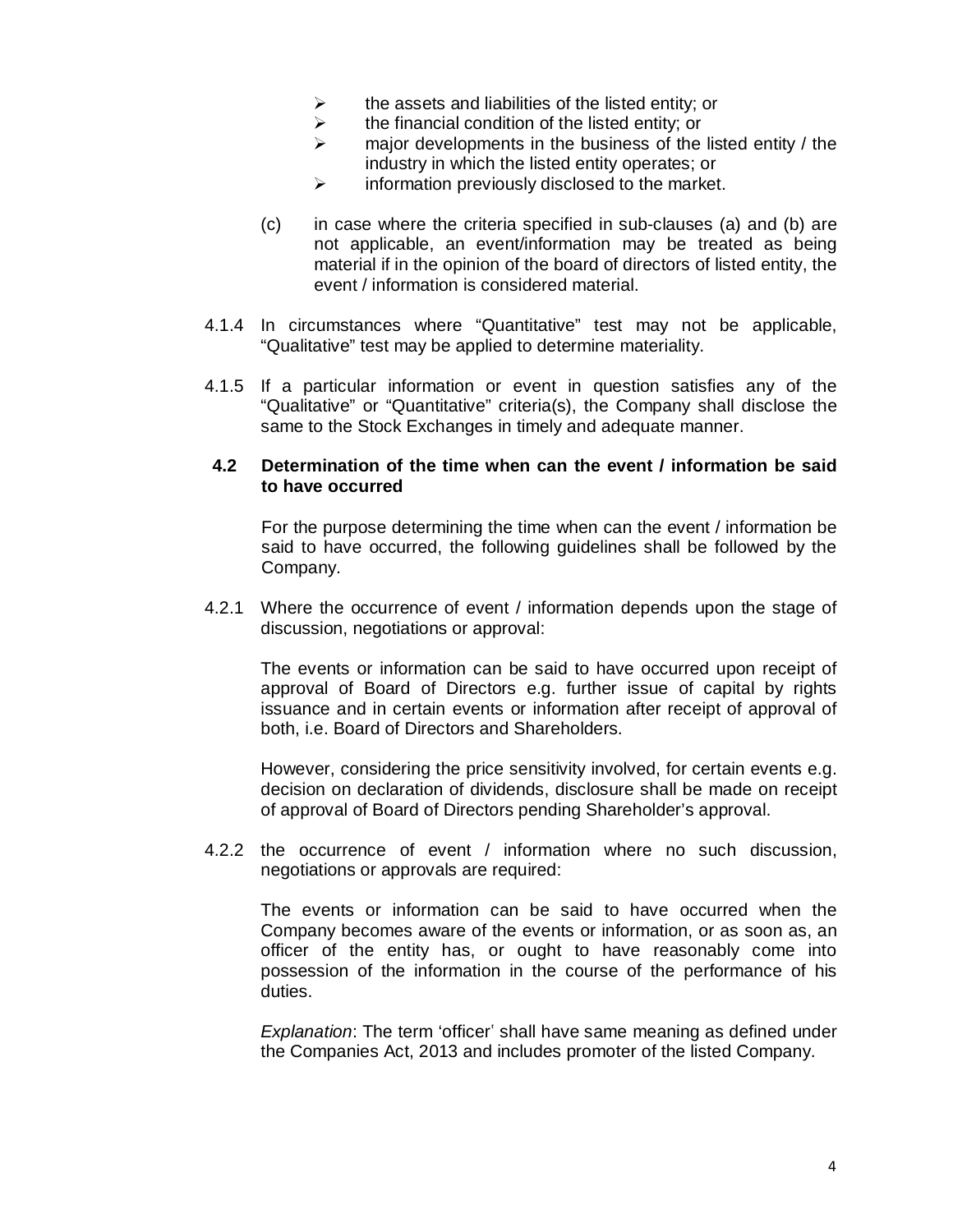- the assets and liabilities of the listed entity; or
- the financial condition of the listed entity; or
- major developments in the business of the listed entity / the industry in which the listed entity operates; or
- information previously disclosed to the market.

(c) in case where the criteria specified in sub-clauses (a) and (b) are not applicable, an event/information may be treated as being material if in the opinion of the board of directors of listed entity, the event / information is considered material.

4.1.4 In circumstances where "Quantitative" test may not be applicable, "Qualitative" test may be applied to determine materiality.

4.1.5 If a particular information or event in question satisfies any of the "Qualitative" or "Quantitative" criteria(s), the Company shall disclose the same to the Stock Exchanges in timely and adequate manner.

**4.2 Determination of the time when can the event / information be said to have occurred**

For the purpose determining the time when can the event / information be said to have occurred, the following guidelines shall be followed by the Company.

4.2.1 Where the occurrence of event / information depends upon the stage of discussion, negotiations or approval:

The events or information can be said to have occurred upon receipt of approval of Board of Directors e.g. further issue of capital by rights issuance and in certain events or information after receipt of approval of both, i.e. Board of Directors and Shareholders.

However, considering the price sensitivity involved, for certain events e.g. decision on declaration of dividends, disclosure shall be made on receipt of approval of Board of Directors pending Shareholder's approval.

4.2.2 the occurrence of event / information where no such discussion, negotiations or approvals are required:

The events or information can be said to have occurred when the Company becomes aware of the events or information, or as soon as, an officer of the entity has, or ought to have reasonably come into possession of the information in the course of the performance of his duties.

*Explanation*: The term 'officer' shall have same meaning as defined under the Companies Act, 2013 and includes promoter of the listed Company.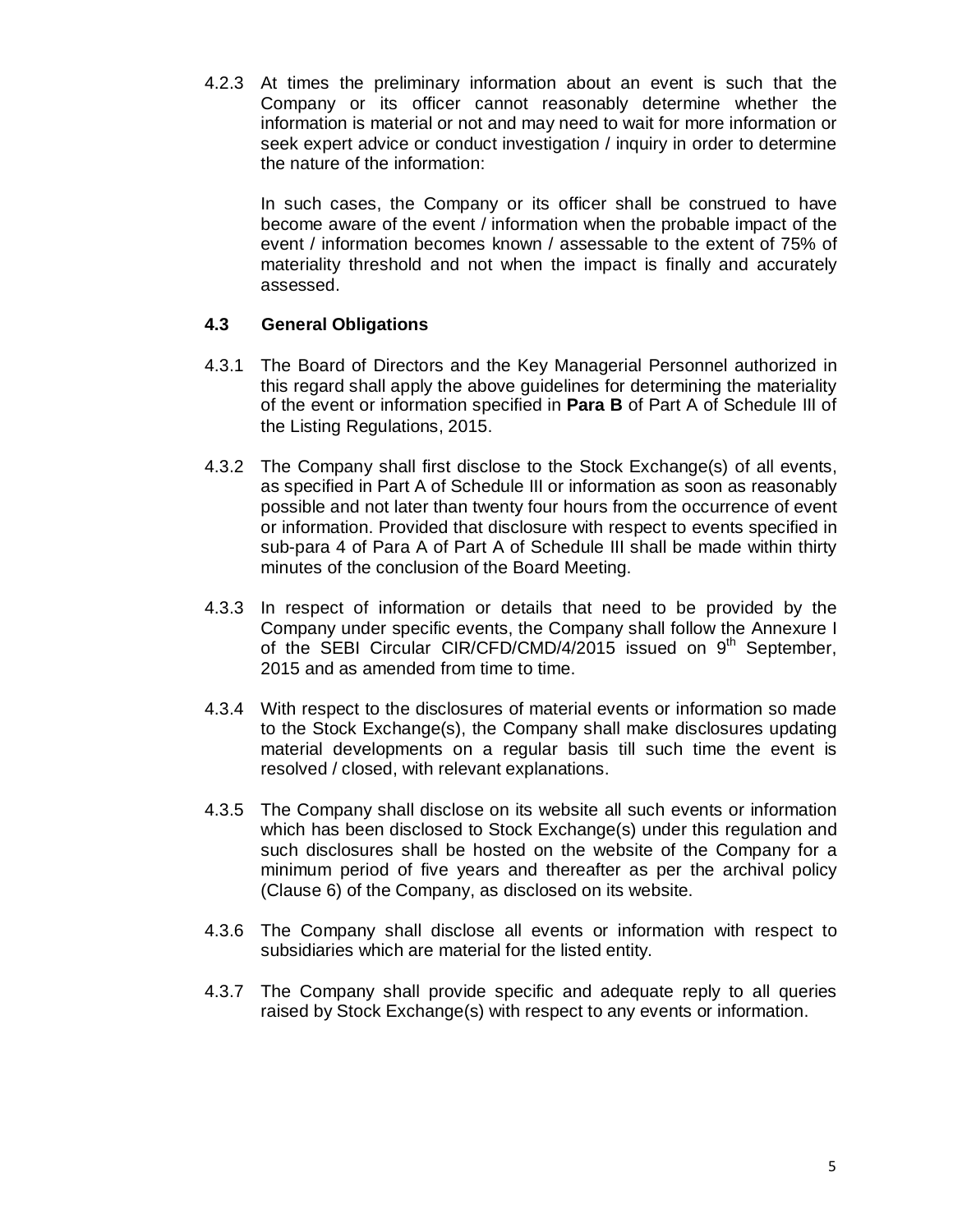4.2.3 At times the preliminary information about an event is such that the Company or its officer cannot reasonably determine whether the information is material or not and may need to wait for more information or seek expert advice or conduct investigation / inquiry in order to determine the nature of the information:

In such cases, the Company or its officer shall be construed to have become aware of the event / information when the probable impact of the event / information becomes known / assessable to the extent of 75% of materiality threshold and not when the impact is finally and accurately assessed.

### 4.3 General Obligations

4.3.1 The Board of Directors and the Key Managerial Personnel authorized in this regard shall apply the above guidelines for determining the materiality of the event or information specified in **Para B** of Part A of Schedule III of the Listing Regulations, 2015.

4.3.2 The Company shall first disclose to the Stock Exchange(s) of all events, as specified in Part A of Schedule III or information as soon as reasonably possible and not later than twenty four hours from the occurrence of event or information. Provided that disclosure with respect to events specified in sub-para 4 of Para A of Part A of Schedule III shall be made within thirty minutes of the conclusion of the Board Meeting.

4.3.3 In respect of information or details that need to be provided by the Company under specific events, the Company shall follow the Annexure I of the SEBI Circular CIR/CFD/CMD/4/2015 issued on 9th September, 2015 and as amended from time to time.

4.3.4 With respect to the disclosures of material events or information so made to the Stock Exchange(s), the Company shall make disclosures updating material developments on a regular basis till such time the event is resolved / closed, with relevant explanations.

4.3.5 The Company shall disclose on its website all such events or information which has been disclosed to Stock Exchange(s) under this regulation and such disclosures shall be hosted on the website of the Company for a minimum period of five years and thereafter as per the archival policy (Clause 6) of the Company, as disclosed on its website.

4.3.6 The Company shall disclose all events or information with respect to subsidiaries which are material for the listed entity.

4.3.7 The Company shall provide specific and adequate reply to all queries raised by Stock Exchange(s) with respect to any events or information.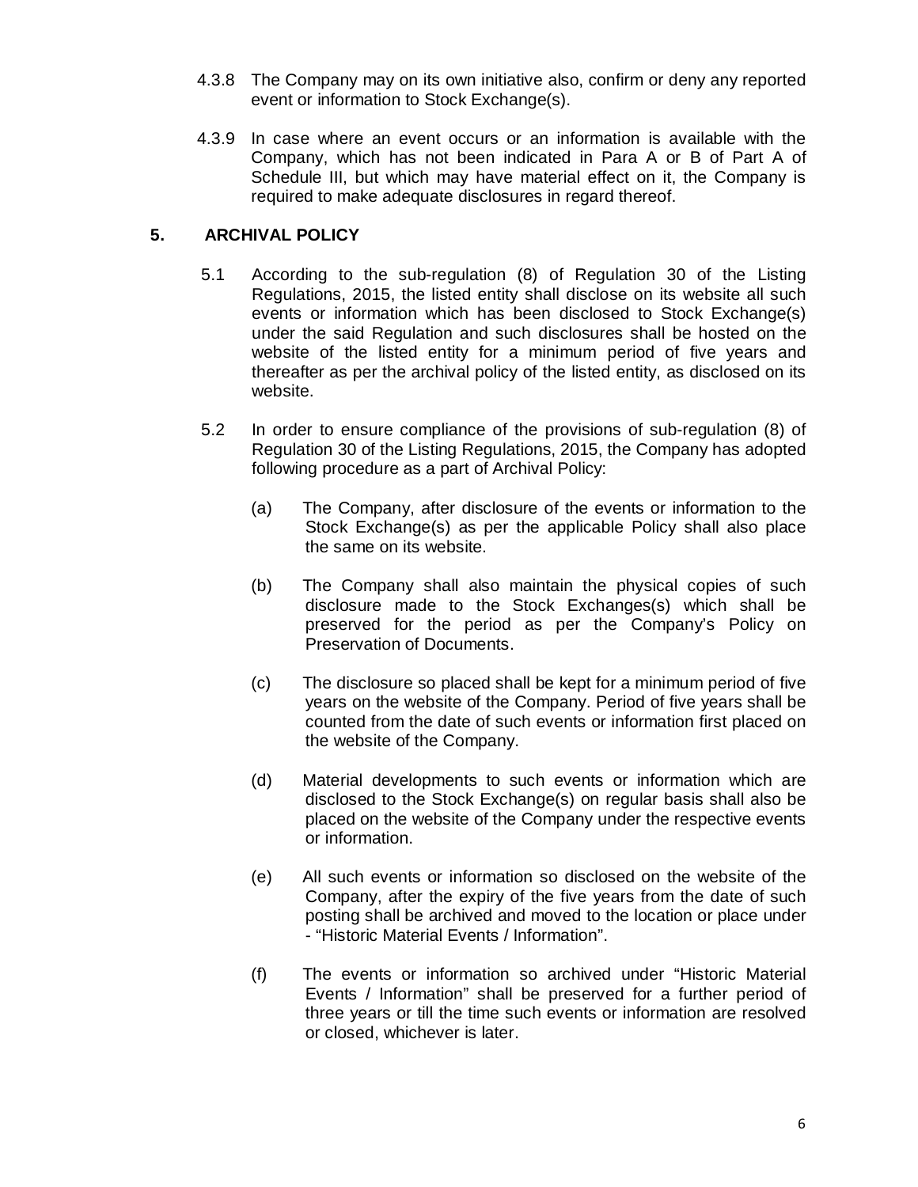4.3.8 The Company may on its own initiative also, confirm or deny any reported event or information to Stock Exchange(s).

4.3.9 In case where an event occurs or an information is available with the Company, which has not been indicated in Para A or B of Part A of Schedule III, but which may have material effect on it, the Company is required to make adequate disclosures in regard thereof.

## 5. ARCHIVAL POLICY

5.1 According to the sub-regulation (8) of Regulation 30 of the Listing Regulations, 2015, the listed entity shall disclose on its website all such events or information which has been disclosed to Stock Exchange(s) under the said Regulation and such disclosures shall be hosted on the website of the listed entity for a minimum period of five years and thereafter as per the archival policy of the listed entity, as disclosed on its website.

5.2 In order to ensure compliance of the provisions of sub-regulation (8) of Regulation 30 of the Listing Regulations, 2015, the Company has adopted following procedure as a part of Archival Policy:

(a) The Company, after disclosure of the events or information to the Stock Exchange(s) as per the applicable Policy shall also place the same on its website.

(b) The Company shall also maintain the physical copies of such disclosure made to the Stock Exchanges(s) which shall be preserved for the period as per the Company's Policy on Preservation of Documents.

(c) The disclosure so placed shall be kept for a minimum period of five years on the website of the Company. Period of five years shall be counted from the date of such events or information first placed on the website of the Company.

(d) Material developments to such events or information which are disclosed to the Stock Exchange(s) on regular basis shall also be placed on the website of the Company under the respective events or information.

(e) All such events or information so disclosed on the website of the Company, after the expiry of the five years from the date of such posting shall be archived and moved to the location or place under - "Historic Material Events / Information".

(f) The events or information so archived under "Historic Material Events / Information" shall be preserved for a further period of three years or till the time such events or information are resolved or closed, whichever is later.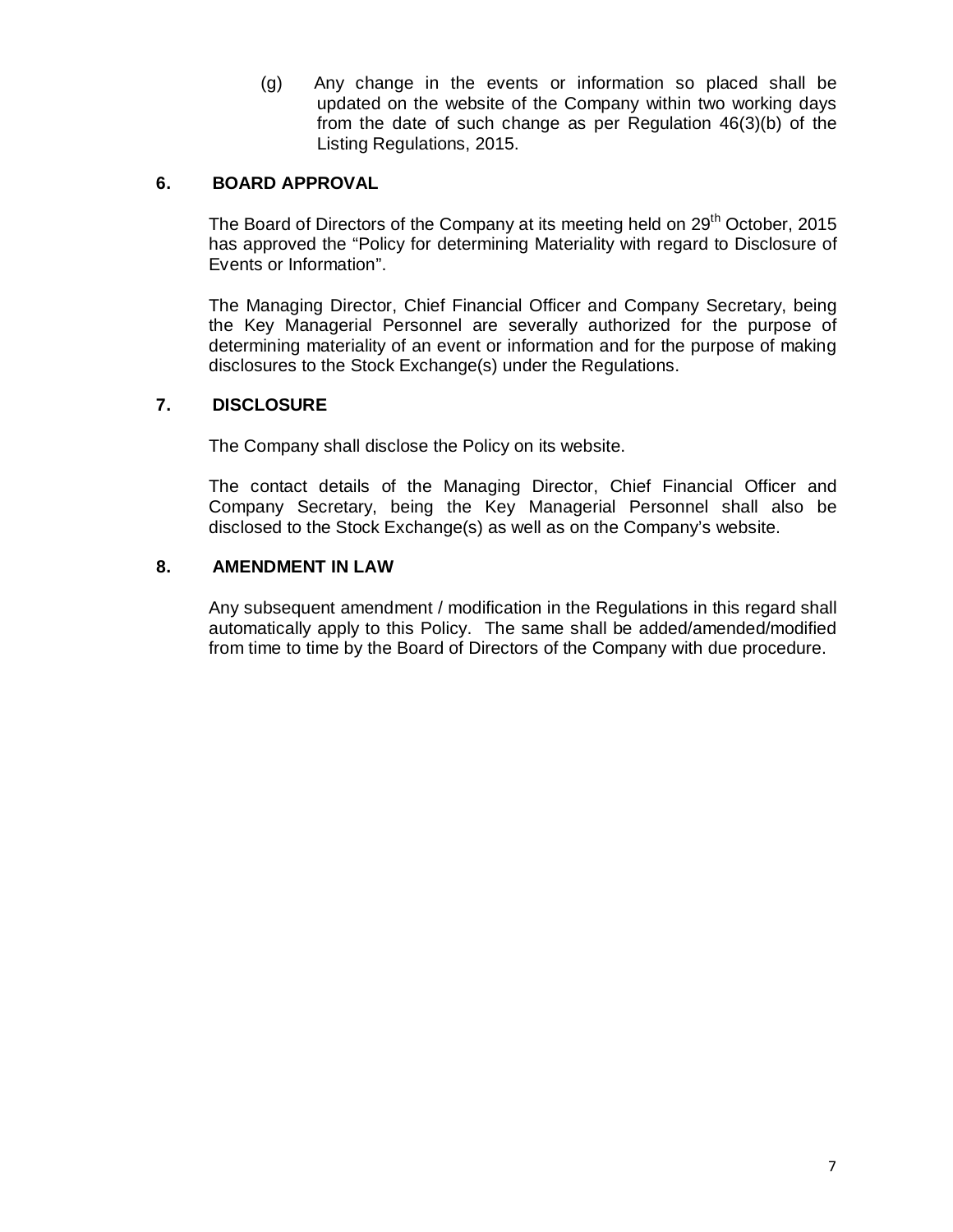(g) Any change in the events or information so placed shall be updated on the website of the Company within two working days from the date of such change as per Regulation 46(3)(b) of the Listing Regulations, 2015.

## 6. BOARD APPROVAL

The Board of Directors of the Company at its meeting held on 29th October, 2015 has approved the "Policy for determining Materiality with regard to Disclosure of Events or Information".

The Managing Director, Chief Financial Officer and Company Secretary, being the Key Managerial Personnel are severally authorized for the purpose of determining materiality of an event or information and for the purpose of making disclosures to the Stock Exchange(s) under the Regulations.

## 7. DISCLOSURE

The Company shall disclose the Policy on its website.

The contact details of the Managing Director, Chief Financial Officer and Company Secretary, being the Key Managerial Personnel shall also be disclosed to the Stock Exchange(s) as well as on the Company's website.

## 8. AMENDMENT IN LAW

Any subsequent amendment / modification in the Regulations in this regard shall automatically apply to this Policy. The same shall be added/amended/modified from time to time by the Board of Directors of the Company with due procedure.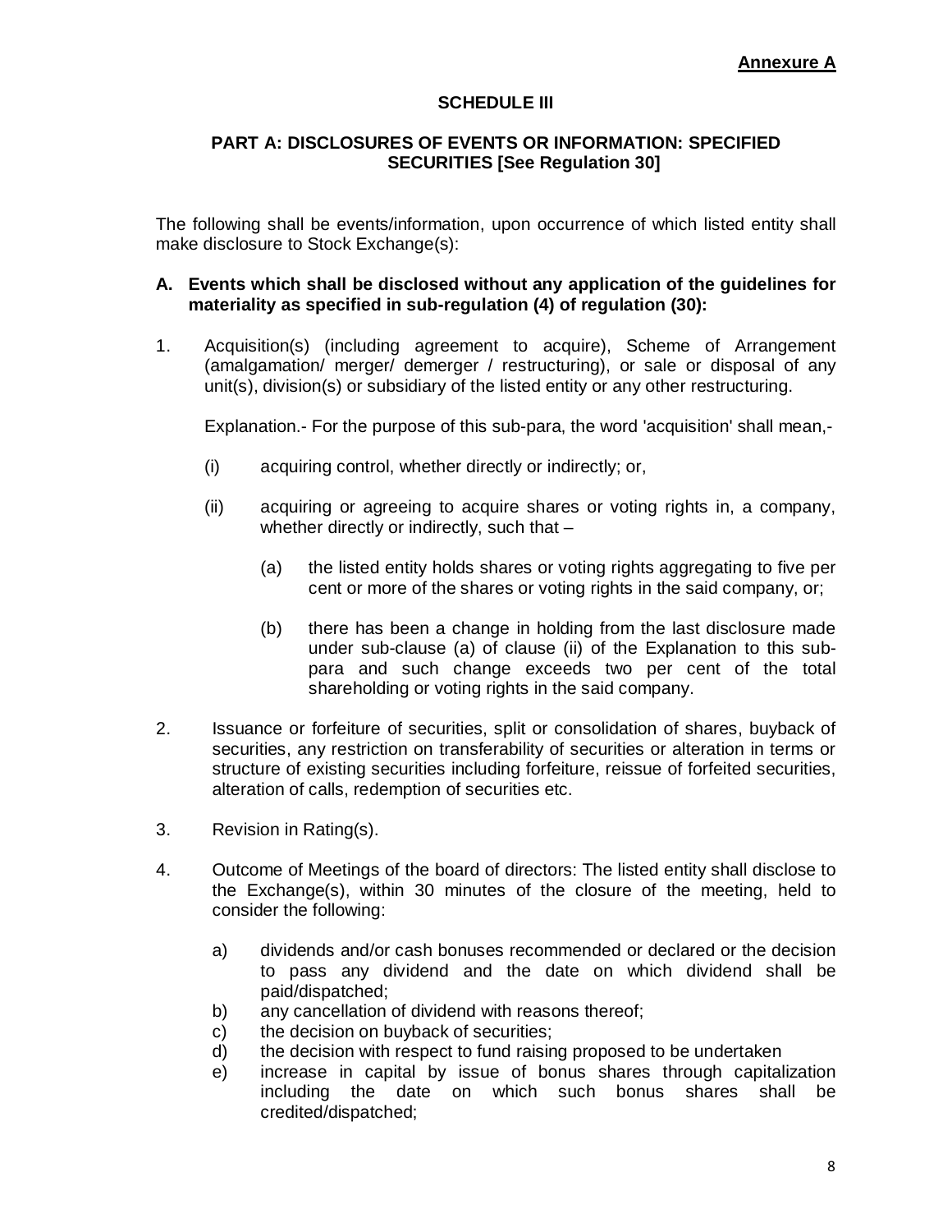**Annexure A**

## SCHEDULE III

### PART A: DISCLOSURES OF EVENTS OR INFORMATION: SPECIFIED SECURITIES [See Regulation 30]

The following shall be events/information, upon occurrence of which listed entity shall make disclosure to Stock Exchange(s):

**A. Events which shall be disclosed without any application of the guidelines for materiality as specified in sub-regulation (4) of regulation (30):**

1. Acquisition(s) (including agreement to acquire), Scheme of Arrangement (amalgamation/ merger/ demerger / restructuring), or sale or disposal of any unit(s), division(s) or subsidiary of the listed entity or any other restructuring.

   Explanation.- For the purpose of this sub-para, the word 'acquisition' shall mean,-

   (i) acquiring control, whether directly or indirectly; or,

   (ii) acquiring or agreeing to acquire shares or voting rights in, a company, whether directly or indirectly, such that –

   (a) the listed entity holds shares or voting rights aggregating to five per cent or more of the shares or voting rights in the said company, or;

   (b) there has been a change in holding from the last disclosure made under sub-clause (a) of clause (ii) of the Explanation to this sub-para and such change exceeds two per cent of the total shareholding or voting rights in the said company.

2. Issuance or forfeiture of securities, split or consolidation of shares, buyback of securities, any restriction on transferability of securities or alteration in terms or structure of existing securities including forfeiture, reissue of forfeited securities, alteration of calls, redemption of securities etc.

3. Revision in Rating(s).

4. Outcome of Meetings of the board of directors: The listed entity shall disclose to the Exchange(s), within 30 minutes of the closure of the meeting, held to consider the following:

   a) dividends and/or cash bonuses recommended or declared or the decision to pass any dividend and the date on which dividend shall be paid/dispatched;
   b) any cancellation of dividend with reasons thereof;
   c) the decision on buyback of securities;
   d) the decision with respect to fund raising proposed to be undertaken
   e) increase in capital by issue of bonus shares through capitalization including the date on which such bonus shares shall be credited/dispatched;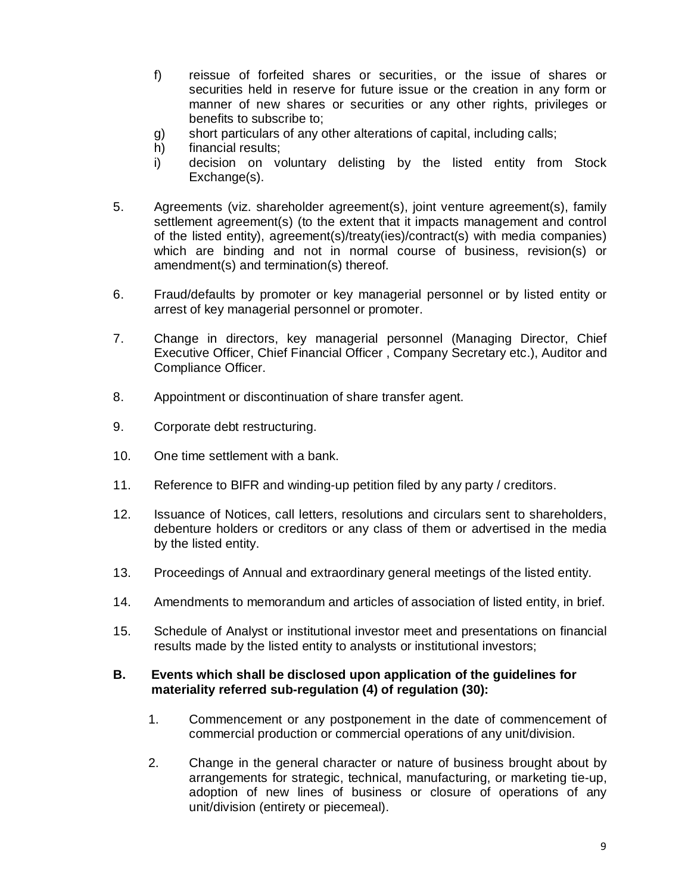f) reissue of forfeited shares or securities, or the issue of shares or securities held in reserve for future issue or the creation in any form or manner of new shares or securities or any other rights, privileges or benefits to subscribe to;

g) short particulars of any other alterations of capital, including calls;

h) financial results;

i) decision on voluntary delisting by the listed entity from Stock Exchange(s).

5. Agreements (viz. shareholder agreement(s), joint venture agreement(s), family settlement agreement(s) (to the extent that it impacts management and control of the listed entity), agreement(s)/treaty(ies)/contract(s) with media companies) which are binding and not in normal course of business, revision(s) or amendment(s) and termination(s) thereof.

6. Fraud/defaults by promoter or key managerial personnel or by listed entity or arrest of key managerial personnel or promoter.

7. Change in directors, key managerial personnel (Managing Director, Chief Executive Officer, Chief Financial Officer , Company Secretary etc.), Auditor and Compliance Officer.

8. Appointment or discontinuation of share transfer agent.

9. Corporate debt restructuring.

10. One time settlement with a bank.

11. Reference to BIFR and winding-up petition filed by any party / creditors.

12. Issuance of Notices, call letters, resolutions and circulars sent to shareholders, debenture holders or creditors or any class of them or advertised in the media by the listed entity.

13. Proceedings of Annual and extraordinary general meetings of the listed entity.

14. Amendments to memorandum and articles of association of listed entity, in brief.

15. Schedule of Analyst or institutional investor meet and presentations on financial results made by the listed entity to analysts or institutional investors;

**B. Events which shall be disclosed upon application of the guidelines for materiality referred sub-regulation (4) of regulation (30):**

1. Commencement or any postponement in the date of commencement of commercial production or commercial operations of any unit/division.

2. Change in the general character or nature of business brought about by arrangements for strategic, technical, manufacturing, or marketing tie-up, adoption of new lines of business or closure of operations of any unit/division (entirety or piecemeal).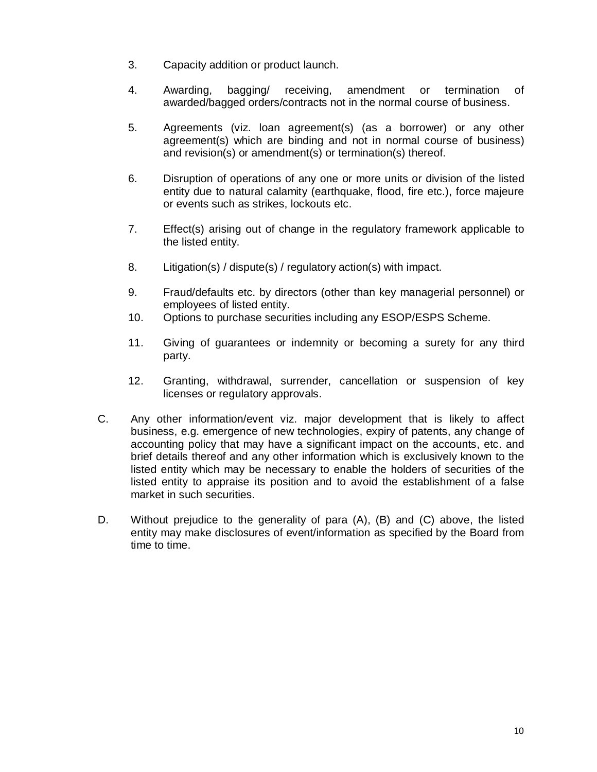3. Capacity addition or product launch.

4. Awarding, bagging/ receiving, amendment or termination of awarded/bagged orders/contracts not in the normal course of business.

5. Agreements (viz. loan agreement(s) (as a borrower) or any other agreement(s) which are binding and not in normal course of business) and revision(s) or amendment(s) or termination(s) thereof.

6. Disruption of operations of any one or more units or division of the listed entity due to natural calamity (earthquake, flood, fire etc.), force majeure or events such as strikes, lockouts etc.

7. Effect(s) arising out of change in the regulatory framework applicable to the listed entity.

8. Litigation(s) / dispute(s) / regulatory action(s) with impact.

9. Fraud/defaults etc. by directors (other than key managerial personnel) or employees of listed entity.

10. Options to purchase securities including any ESOP/ESPS Scheme.

11. Giving of guarantees or indemnity or becoming a surety for any third party.

12. Granting, withdrawal, surrender, cancellation or suspension of key licenses or regulatory approvals.

C. Any other information/event viz. major development that is likely to affect business, e.g. emergence of new technologies, expiry of patents, any change of accounting policy that may have a significant impact on the accounts, etc. and brief details thereof and any other information which is exclusively known to the listed entity which may be necessary to enable the holders of securities of the listed entity to appraise its position and to avoid the establishment of a false market in such securities.

D. Without prejudice to the generality of para (A), (B) and (C) above, the listed entity may make disclosures of event/information as specified by the Board from time to time.